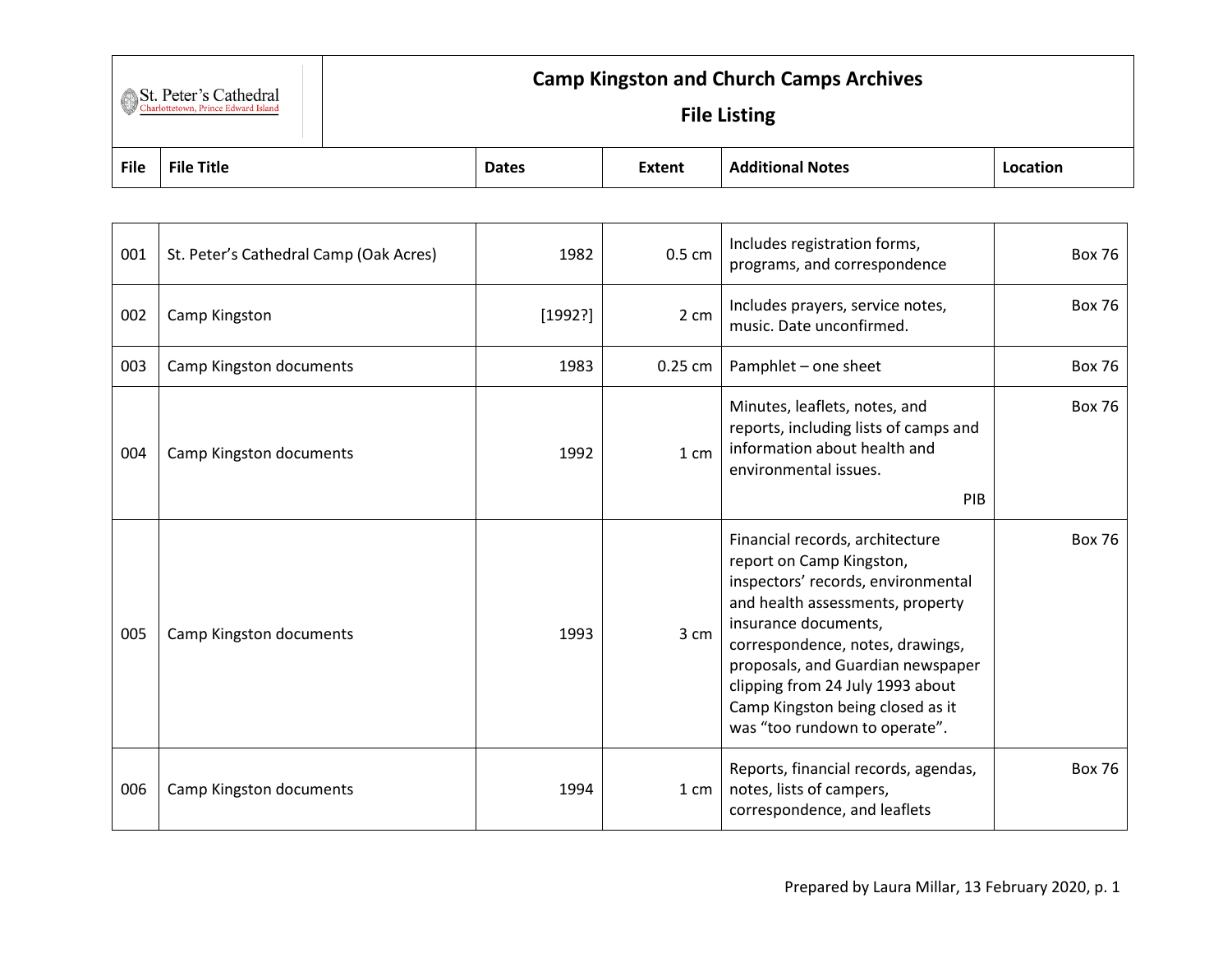St. Peter's Cathedral
Charlottetown, Prince Edward Island

# Camp Kingston and Church Camps Archives

## File Listing

| File | File Title | Dates | Extent | Additional Notes | Location |
|---|---|---|---|---|---|
| 001 | St. Peter's Cathedral Camp (Oak Acres) | 1982 | 0.5 cm | Includes registration forms, programs, and correspondence | Box 76 |
| 002 | Camp Kingston | [1992?] | 2 cm | Includes prayers, service notes, music. Date unconfirmed. | Box 76 |
| 003 | Camp Kingston documents | 1983 | 0.25 cm | Pamphlet – one sheet | Box 76 |
| 004 | Camp Kingston documents | 1992 | 1 cm | Minutes, leaflets, notes, and reports, including lists of camps and information about health and environmental issues. PIB | Box 76 |
| 005 | Camp Kingston documents | 1993 | 3 cm | Financial records, architecture report on Camp Kingston, inspectors' records, environmental and health assessments, property insurance documents, correspondence, notes, drawings, proposals, and Guardian newspaper clipping from 24 July 1993 about Camp Kingston being closed as it was "too rundown to operate". | Box 76 |
| 006 | Camp Kingston documents | 1994 | 1 cm | Reports, financial records, agendas, notes, lists of campers, correspondence, and leaflets | Box 76 |

Prepared by Laura Millar, 13 February 2020, p. 1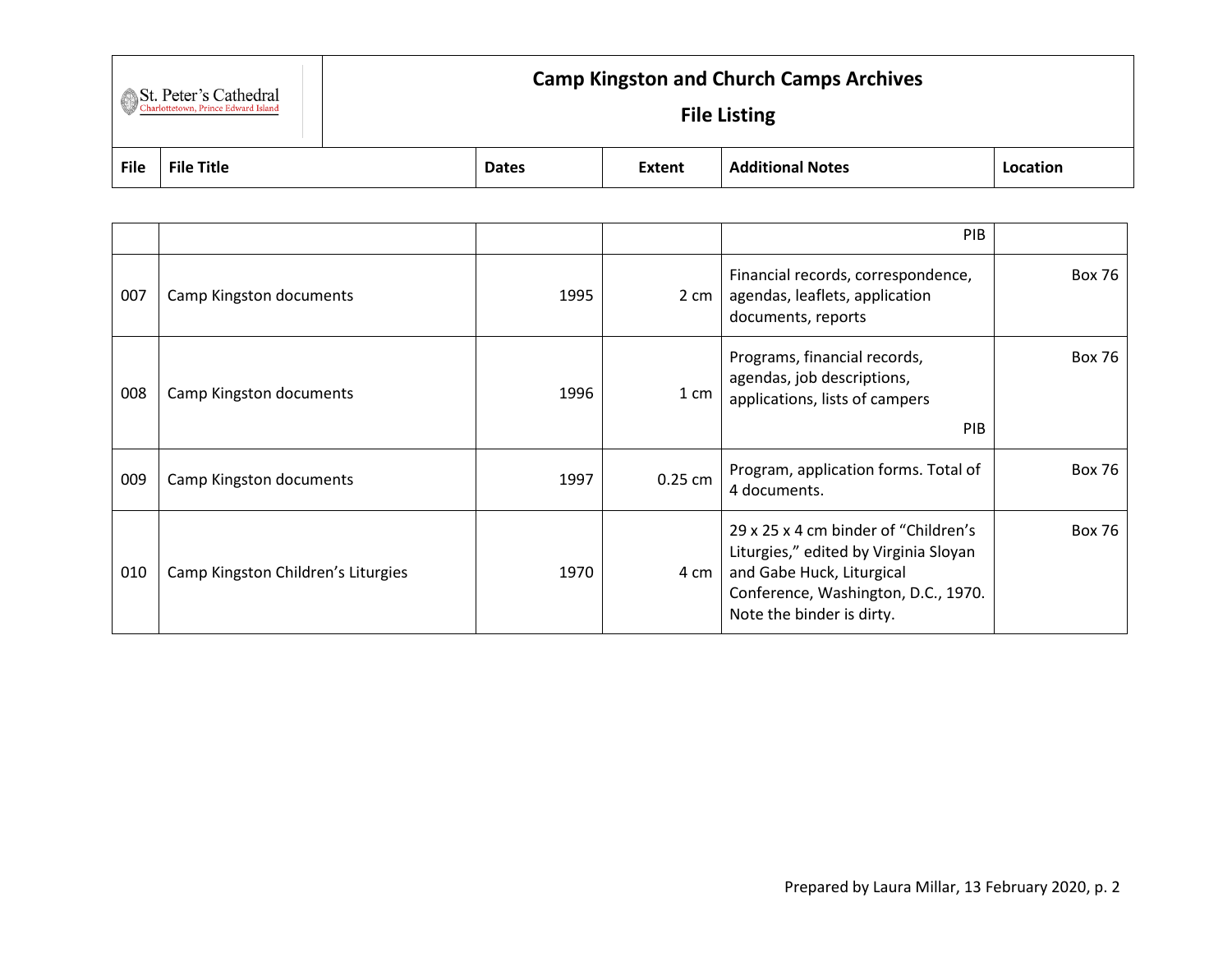St. Peter's Cathedral
Charlottetown, Prince Edward Island

# Camp Kingston and Church Camps Archives

## File Listing

| File | File Title | Dates | Extent | Additional Notes | Location |
|---|---|---|---|---|---|
| | | | | PIB | |
| 007 | Camp Kingston documents | 1995 | 2 cm | Financial records, correspondence, agendas, leaflets, application documents, reports | Box 76 |
| 008 | Camp Kingston documents | 1996 | 1 cm | Programs, financial records, agendas, job descriptions, applications, lists of campers PIB | Box 76 |
| 009 | Camp Kingston documents | 1997 | 0.25 cm | Program, application forms. Total of 4 documents. | Box 76 |
| 010 | Camp Kingston Children's Liturgies | 1970 | 4 cm | 29 x 25 x 4 cm binder of "Children's Liturgies," edited by Virginia Sloyan and Gabe Huck, Liturgical Conference, Washington, D.C., 1970. Note the binder is dirty. | Box 76 |

Prepared by Laura Millar, 13 February 2020